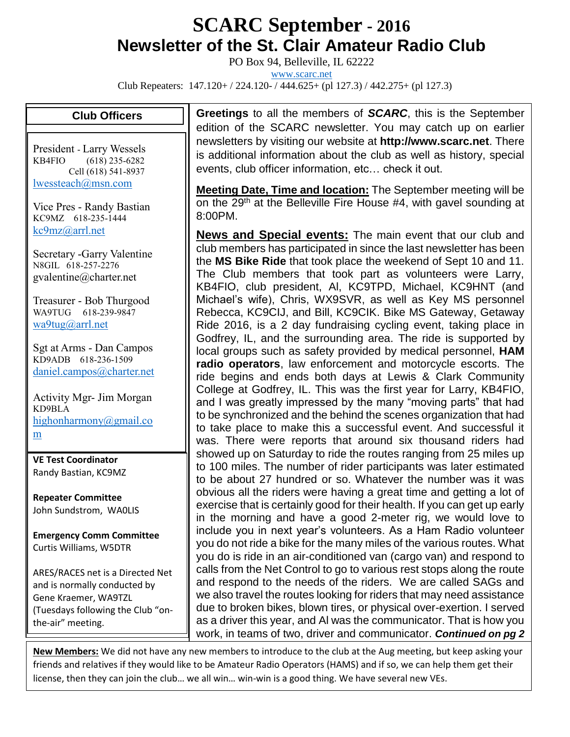# SCARC September - 2016

## Newsletter of the St. Clair Amateur Radio Club

PO Box 94, Belleville, IL 62222

www.scarc.net

Club Repeaters: 147.120+ / 224.120- / 444.625+ (pl 127.3) / 442.275+ (pl 127.3)

**Greetings** to all the members of ***SCARC***, this is the September edition of the SCARC newsletter. You may catch up on earlier newsletters by visiting our website at **http://www.scarc.net**. There is additional information about the club as well as history, special events, club officer information, etc… check it out.

**Meeting Date, Time and location:** The September meeting will be on the 29th at the Belleville Fire House #4, with gavel sounding at 8:00PM.

**News and Special events:** The main event that our club and club members has participated in since the last newsletter has been the **MS Bike Ride** that took place the weekend of Sept 10 and 11. The Club members that took part as volunteers were Larry, KB4FIO, club president, Al, KC9TPD, Michael, KC9HNT (and Michael's wife), Chris, WX9SVR, as well as Key MS personnel Rebecca, KC9CIJ, and Bill, KC9CIK. Bike MS Gateway, Getaway Ride 2016, is a 2 day fundraising cycling event, taking place in Godfrey, IL, and the surrounding area. The ride is supported by local groups such as safety provided by medical personnel, **HAM radio operators**, law enforcement and motorcycle escorts. The ride begins and ends both days at Lewis & Clark Community College at Godfrey, IL. This was the first year for Larry, KB4FIO, and I was greatly impressed by the many "moving parts" that had to be synchronized and the behind the scenes organization that had to take place to make this a successful event. And successful it was. There were reports that around six thousand riders had showed up on Saturday to ride the routes ranging from 25 miles up to 100 miles. The number of rider participants was later estimated to be about 27 hundred or so. Whatever the number was it was obvious all the riders were having a great time and getting a lot of exercise that is certainly good for their health. If you can get up early in the morning and have a good 2-meter rig, we would love to include you in next year's volunteers. As a Ham Radio volunteer you do not ride a bike for the many miles of the various routes. What you do is ride in an air-conditioned van (cargo van) and respond to calls from the Net Control to go to various rest stops along the route and respond to the needs of the riders. We are called SAGs and we also travel the routes looking for riders that may need assistance due to broken bikes, blown tires, or physical over-exertion. I served as a driver this year, and Al was the communicator. That is how you work, in teams of two, driver and communicator. ***Continued on pg 2***

### Club Officers

President - Larry Wessels
KB4FIO (618) 235-6282
Cell (618) 541-8937
lwessteach@msn.com

Vice Pres - Randy Bastian
KC9MZ 618-235-1444
kc9mz@arrl.net

Secretary -Garry Valentine
N8GIL 618-257-2276
gvalentine@charter.net

Treasurer - Bob Thurgood
WA9TUG 618-239-9847
wa9tug@arrl.net

Sgt at Arms - Dan Campos
KD9ADB 618-236-1509
daniel.campos@charter.net

Activity Mgr- Jim Morgan
KD9BLA
highonharmony@gmail.com

**VE Test Coordinator**
Randy Bastian, KC9MZ

**Repeater Committee**
John Sundstrom, WA0LIS

**Emergency Comm Committee**
Curtis Williams, W5DTR

ARES/RACES net is a Directed Net and is normally conducted by Gene Kraemer, WA9TZL (Tuesdays following the Club "on-the-air" meeting.

**New Members:** We did not have any new members to introduce to the club at the Aug meeting, but keep asking your friends and relatives if they would like to be Amateur Radio Operators (HAMS) and if so, we can help them get their license, then they can join the club… we all win… win-win is a good thing. We have several new VEs.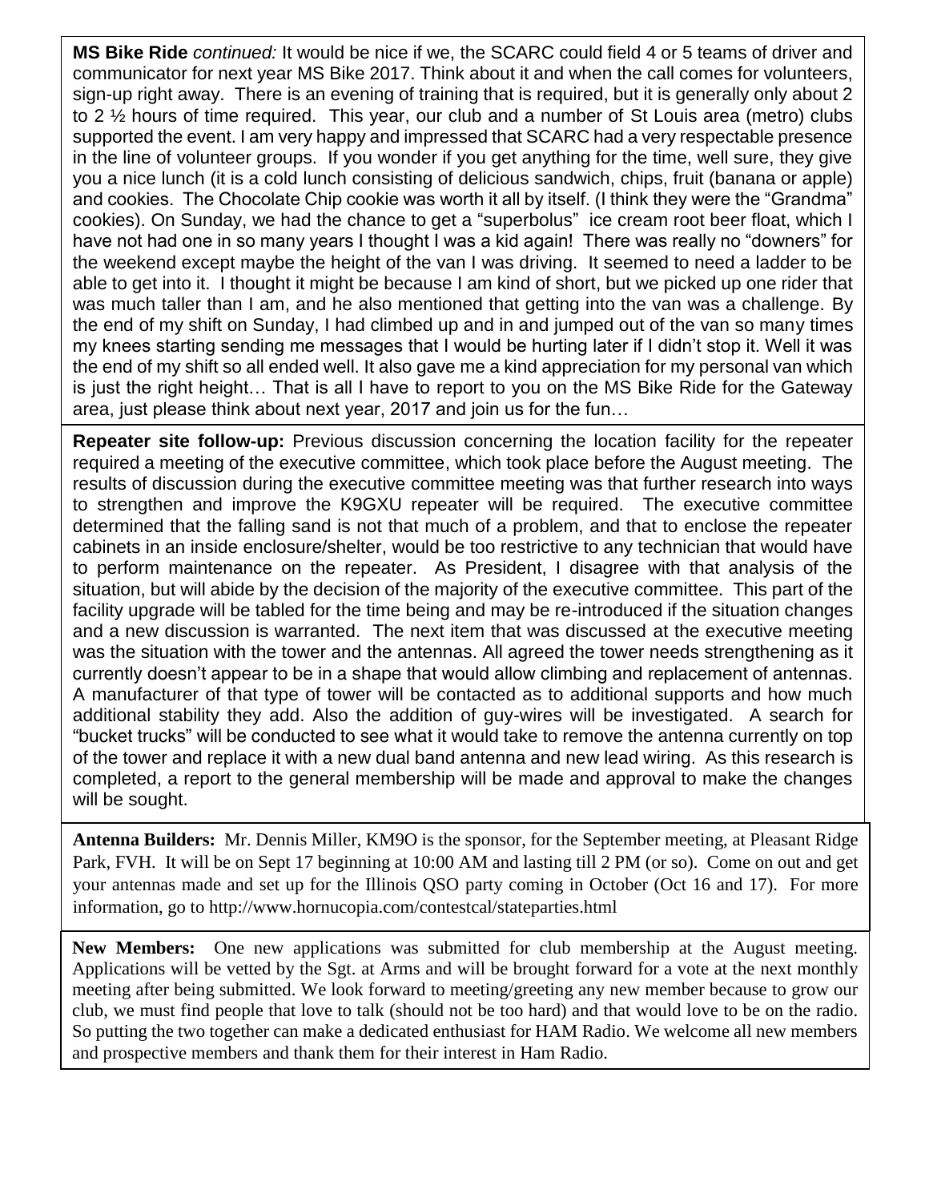**MS Bike Ride** *continued:* It would be nice if we, the SCARC could field 4 or 5 teams of driver and communicator for next year MS Bike 2017. Think about it and when the call comes for volunteers, sign-up right away. There is an evening of training that is required, but it is generally only about 2 to 2 ½ hours of time required. This year, our club and a number of St Louis area (metro) clubs supported the event. I am very happy and impressed that SCARC had a very respectable presence in the line of volunteer groups. If you wonder if you get anything for the time, well sure, they give you a nice lunch (it is a cold lunch consisting of delicious sandwich, chips, fruit (banana or apple) and cookies. The Chocolate Chip cookie was worth it all by itself. (I think they were the "Grandma" cookies). On Sunday, we had the chance to get a "superbolus" ice cream root beer float, which I have not had one in so many years I thought I was a kid again! There was really no "downers" for the weekend except maybe the height of the van I was driving. It seemed to need a ladder to be able to get into it. I thought it might be because I am kind of short, but we picked up one rider that was much taller than I am, and he also mentioned that getting into the van was a challenge. By the end of my shift on Sunday, I had climbed up and in and jumped out of the van so many times my knees starting sending me messages that I would be hurting later if I didn't stop it. Well it was the end of my shift so all ended well. It also gave me a kind appreciation for my personal van which is just the right height… That is all I have to report to you on the MS Bike Ride for the Gateway area, just please think about next year, 2017 and join us for the fun…

**Repeater site follow-up:** Previous discussion concerning the location facility for the repeater required a meeting of the executive committee, which took place before the August meeting. The results of discussion during the executive committee meeting was that further research into ways to strengthen and improve the K9GXU repeater will be required. The executive committee determined that the falling sand is not that much of a problem, and that to enclose the repeater cabinets in an inside enclosure/shelter, would be too restrictive to any technician that would have to perform maintenance on the repeater. As President, I disagree with that analysis of the situation, but will abide by the decision of the majority of the executive committee. This part of the facility upgrade will be tabled for the time being and may be re-introduced if the situation changes and a new discussion is warranted. The next item that was discussed at the executive meeting was the situation with the tower and the antennas. All agreed the tower needs strengthening as it currently doesn't appear to be in a shape that would allow climbing and replacement of antennas. A manufacturer of that type of tower will be contacted as to additional supports and how much additional stability they add. Also the addition of guy-wires will be investigated. A search for "bucket trucks" will be conducted to see what it would take to remove the antenna currently on top of the tower and replace it with a new dual band antenna and new lead wiring. As this research is completed, a report to the general membership will be made and approval to make the changes will be sought.

**Antenna Builders:** Mr. Dennis Miller, KM9O is the sponsor, for the September meeting, at Pleasant Ridge Park, FVH. It will be on Sept 17 beginning at 10:00 AM and lasting till 2 PM (or so). Come on out and get your antennas made and set up for the Illinois QSO party coming in October (Oct 16 and 17). For more information, go to http://www.hornucopia.com/contestcal/stateparties.html

**New Members:** One new applications was submitted for club membership at the August meeting. Applications will be vetted by the Sgt. at Arms and will be brought forward for a vote at the next monthly meeting after being submitted. We look forward to meeting/greeting any new member because to grow our club, we must find people that love to talk (should not be too hard) and that would love to be on the radio. So putting the two together can make a dedicated enthusiast for HAM Radio. We welcome all new members and prospective members and thank them for their interest in Ham Radio.